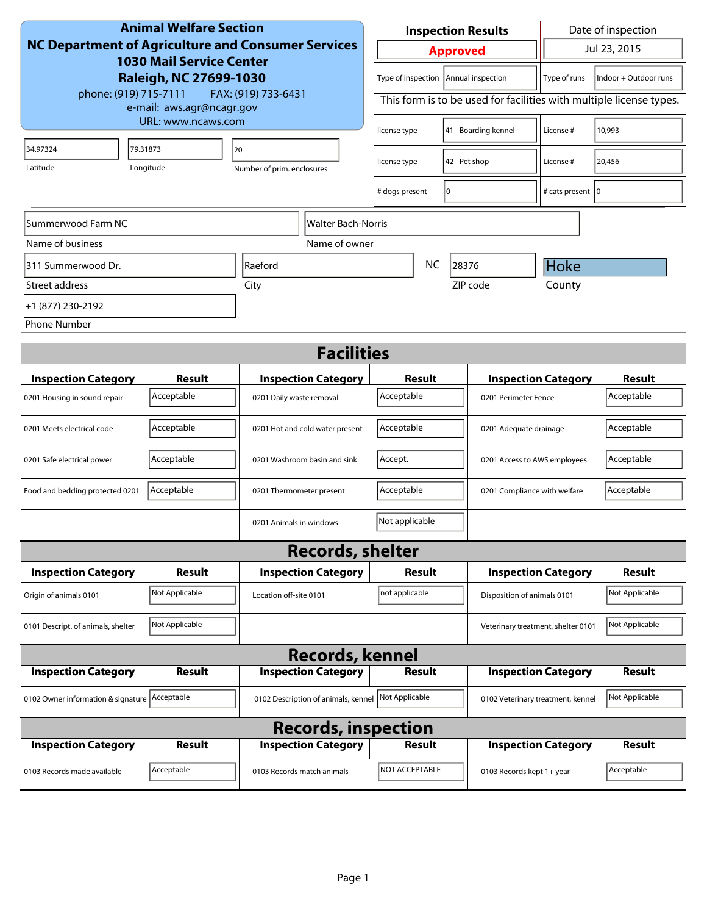**Animal Welfare Section**
**NC Department of Agriculture and Consumer Services**
**1030 Mail Service Center**
**Raleigh, NC 27699-1030**
phone: (919) 715-7111 FAX: (919) 733-6431
e-mail: aws.agr@ncagr.gov
URL: www.ncaws.com

| Inspection Results | Date of inspection |
|---|---|
| **Approved** | Jul 23, 2015 |

| Type of inspection | Annual inspection | Type of runs | Indoor + Outdoor runs |
|---|---|---|---|

This form is to be used for facilities with multiple license types.

| license type | 41 - Boarding kennel | License # | 10,993 |
|---|---|---|---|
| license type | 42 - Pet shop | License # | 20,456 |
| # dogs present | 0 | # cats present | 0 |

| Latitude | Longitude | Number of prim. enclosures |
|---|---|---|
| 34.97324 | 79.31873 | 20 |

| Name of business | Name of owner |
|---|---|
| Summerwood Farm NC | Walter Bach-Norris |

| Street address | City | State | ZIP code | County |
|---|---|---|---|---|
| 311 Summerwood Dr. | Raeford | NC | 28376 | Hoke |

Phone Number: +1 (877) 230-2192

## Facilities

| Inspection Category | Result | Inspection Category | Result | Inspection Category | Result |
|---|---|---|---|---|---|
| 0201 Housing in sound repair | Acceptable | 0201 Daily waste removal | Acceptable | 0201 Perimeter Fence | Acceptable |
| 0201 Meets electrical code | Acceptable | 0201 Hot and cold water present | Acceptable | 0201 Adequate drainage | Acceptable |
| 0201 Safe electrical power | Acceptable | 0201 Washroom basin and sink | Accept. | 0201 Access to AWS employees | Acceptable |
| Food and bedding protected 0201 | Acceptable | 0201 Thermometer present | Acceptable | 0201 Compliance with welfare | Acceptable |
| | | 0201 Animals in windows | Not applicable | | |

## Records, shelter

| Inspection Category | Result | Inspection Category | Result | Inspection Category | Result |
|---|---|---|---|---|---|
| Origin of animals 0101 | Not Applicable | Location off-site 0101 | not applicable | Disposition of animals 0101 | Not Applicable |
| 0101 Descript. of animals, shelter | Not Applicable | | | Veterinary treatment, shelter 0101 | Not Applicable |

## Records, kennel

| Inspection Category | Result | Inspection Category | Result | Inspection Category | Result |
|---|---|---|---|---|---|
| 0102 Owner information & signature | Acceptable | 0102 Description of animals, kennel | Not Applicable | 0102 Veterinary treatment, kennel | Not Applicable |

## Records, inspection

| Inspection Category | Result | Inspection Category | Result | Inspection Category | Result |
|---|---|---|---|---|---|
| 0103 Records made available | Acceptable | 0103 Records match animals | NOT ACCEPTABLE | 0103 Records kept 1+ year | Acceptable |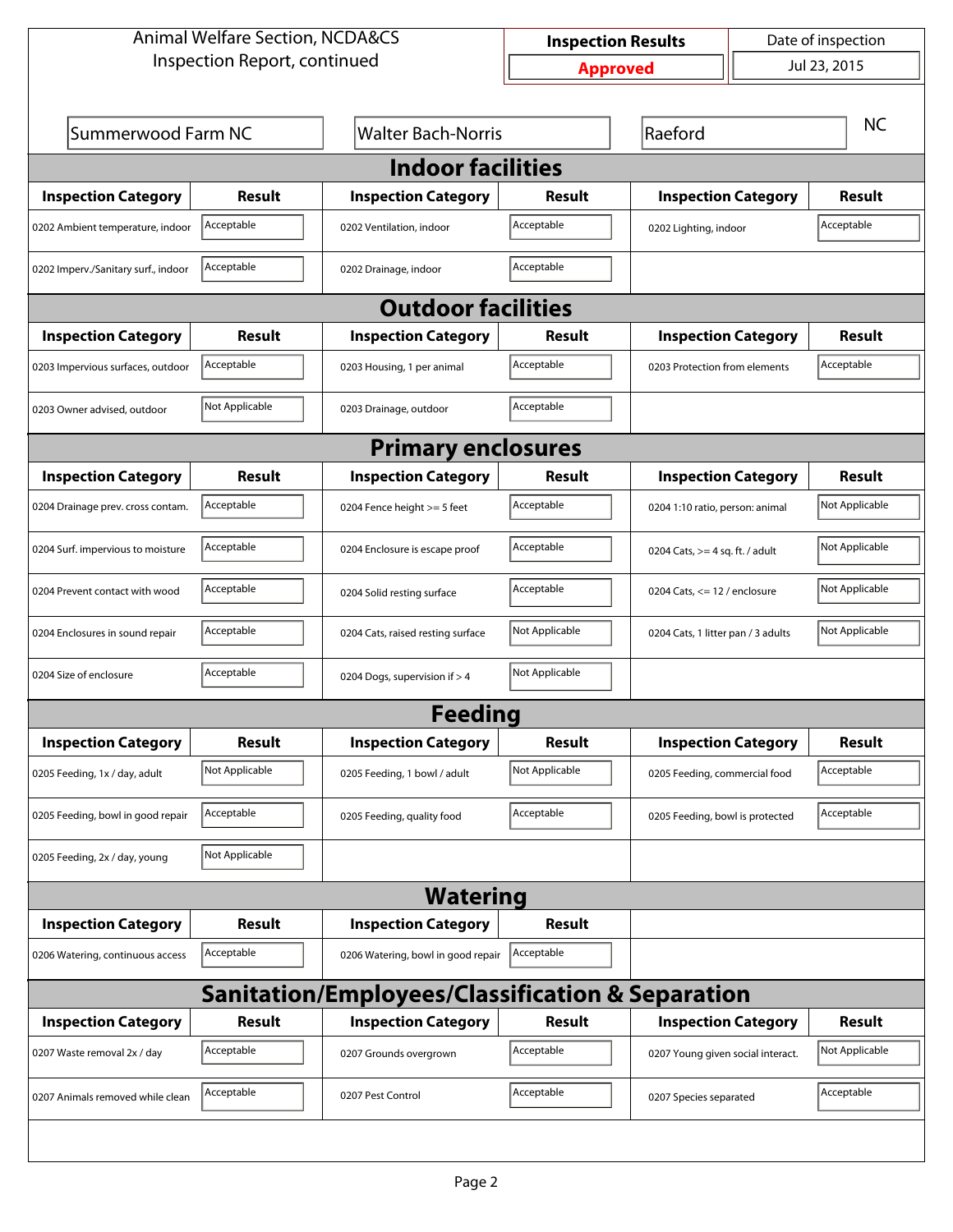Animal Welfare Section, NCDA&CS
Inspection Report, continued

| Inspection Results | Date of inspection |
|---|---|
| Approved | Jul 23, 2015 |

| | | | |
|---|---|---|---|
| Summerwood Farm NC | Walter Bach-Norris | Raeford | NC |

## Indoor facilities

| Inspection Category | Result | Inspection Category | Result | Inspection Category | Result |
|---|---|---|---|---|---|
| 0202 Ambient temperature, indoor | Acceptable | 0202 Ventilation, indoor | Acceptable | 0202 Lighting, indoor | Acceptable |
| 0202 Imperv./Sanitary surf., indoor | Acceptable | 0202 Drainage, indoor | Acceptable | | |

## Outdoor facilities

| Inspection Category | Result | Inspection Category | Result | Inspection Category | Result |
|---|---|---|---|---|---|
| 0203 Impervious surfaces, outdoor | Acceptable | 0203 Housing, 1 per animal | Acceptable | 0203 Protection from elements | Acceptable |
| 0203 Owner advised, outdoor | Not Applicable | 0203 Drainage, outdoor | Acceptable | | |

## Primary enclosures

| Inspection Category | Result | Inspection Category | Result | Inspection Category | Result |
|---|---|---|---|---|---|
| 0204 Drainage prev. cross contam. | Acceptable | 0204 Fence height >= 5 feet | Acceptable | 0204 1:10 ratio, person: animal | Not Applicable |
| 0204 Surf. impervious to moisture | Acceptable | 0204 Enclosure is escape proof | Acceptable | 0204 Cats, >= 4 sq. ft. / adult | Not Applicable |
| 0204 Prevent contact with wood | Acceptable | 0204 Solid resting surface | Acceptable | 0204 Cats, <= 12 / enclosure | Not Applicable |
| 0204 Enclosures in sound repair | Acceptable | 0204 Cats, raised resting surface | Not Applicable | 0204 Cats, 1 litter pan / 3 adults | Not Applicable |
| 0204 Size of enclosure | Acceptable | 0204 Dogs, supervision if > 4 | Not Applicable | | |

## Feeding

| Inspection Category | Result | Inspection Category | Result | Inspection Category | Result |
|---|---|---|---|---|---|
| 0205 Feeding, 1x / day, adult | Not Applicable | 0205 Feeding, 1 bowl / adult | Not Applicable | 0205 Feeding, commercial food | Acceptable |
| 0205 Feeding, bowl in good repair | Acceptable | 0205 Feeding, quality food | Acceptable | 0205 Feeding, bowl is protected | Acceptable |
| 0205 Feeding, 2x / day, young | Not Applicable | | | | |

## Watering

| Inspection Category | Result | Inspection Category | Result |
|---|---|---|---|
| 0206 Watering, continuous access | Acceptable | 0206 Watering, bowl in good repair | Acceptable |

## Sanitation/Employees/Classification & Separation

| Inspection Category | Result | Inspection Category | Result | Inspection Category | Result |
|---|---|---|---|---|---|
| 0207 Waste removal 2x / day | Acceptable | 0207 Grounds overgrown | Acceptable | 0207 Young given social interact. | Not Applicable |
| 0207 Animals removed while clean | Acceptable | 0207 Pest Control | Acceptable | 0207 Species separated | Acceptable |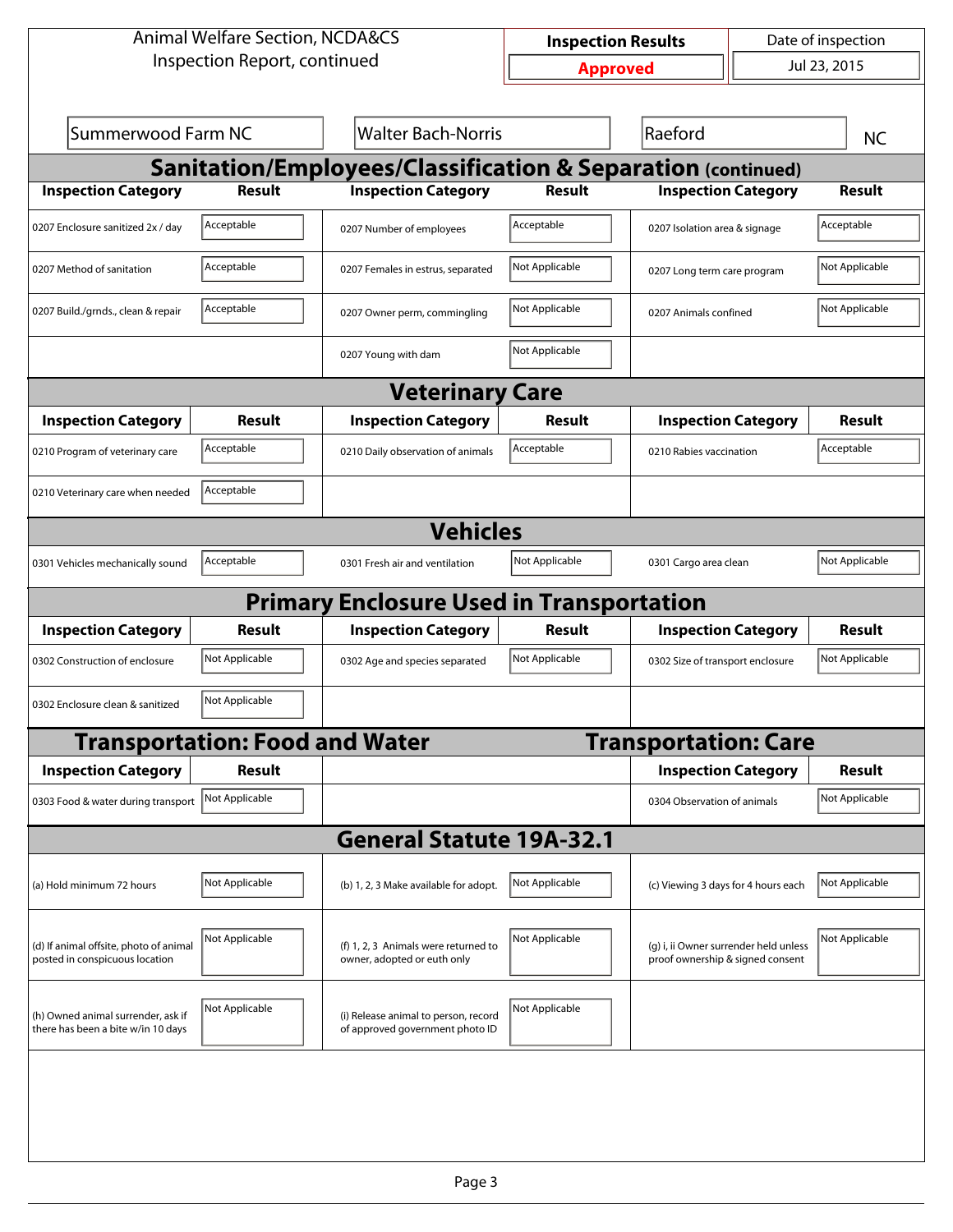Animal Welfare Section, NCDA&CS
Inspection Report, continued

| Inspection Results | Date of inspection |
|---|---|
| **Approved** | Jul 23, 2015 |

| | | | |
|---|---|---|---|
| Summerwood Farm NC | Walter Bach-Norris | Raeford | NC |

## Sanitation/Employees/Classification & Separation (continued)

| Inspection Category | Result | Inspection Category | Result | Inspection Category | Result |
|---|---|---|---|---|---|
| 0207 Enclosure sanitized 2x / day | Acceptable | 0207 Number of employees | Acceptable | 0207 Isolation area & signage | Acceptable |
| 0207 Method of sanitation | Acceptable | 0207 Females in estrus, separated | Not Applicable | 0207 Long term care program | Not Applicable |
| 0207 Build./grnds., clean & repair | Acceptable | 0207 Owner perm, commingling | Not Applicable | 0207 Animals confined | Not Applicable |
| | | 0207 Young with dam | Not Applicable | | |

## Veterinary Care

| Inspection Category | Result | Inspection Category | Result | Inspection Category | Result |
|---|---|---|---|---|---|
| 0210 Program of veterinary care | Acceptable | 0210 Daily observation of animals | Acceptable | 0210 Rabies vaccination | Acceptable |
| 0210 Veterinary care when needed | Acceptable | | | | |

## Vehicles

| Inspection Category | Result | Inspection Category | Result | Inspection Category | Result |
|---|---|---|---|---|---|
| 0301 Vehicles mechanically sound | Acceptable | 0301 Fresh air and ventilation | Not Applicable | 0301 Cargo area clean | Not Applicable |

## Primary Enclosure Used in Transportation

| Inspection Category | Result | Inspection Category | Result | Inspection Category | Result |
|---|---|---|---|---|---|
| 0302 Construction of enclosure | Not Applicable | 0302 Age and species separated | Not Applicable | 0302 Size of transport enclosure | Not Applicable |
| 0302 Enclosure clean & sanitized | Not Applicable | | | | |

## Transportation: Food and Water

| Inspection Category | Result |
|---|---|
| 0303 Food & water during transport | Not Applicable |

## Transportation: Care

| Inspection Category | Result |
|---|---|
| 0304 Observation of animals | Not Applicable |

## General Statute 19A-32.1

| Inspection Category | Result | Inspection Category | Result | Inspection Category | Result |
|---|---|---|---|---|---|
| (a) Hold minimum 72 hours | Not Applicable | (b) 1, 2, 3 Make available for adopt. | Not Applicable | (c) Viewing 3 days for 4 hours each | Not Applicable |
| (d) If animal offsite, photo of animal posted in conspicuous location | Not Applicable | (f) 1, 2, 3 Animals were returned to owner, adopted or euth only | Not Applicable | (g) i, ii Owner surrender held unless proof ownership & signed consent | Not Applicable |
| (h) Owned animal surrender, ask if there has been a bite w/in 10 days | Not Applicable | (i) Release animal to person, record of approved government photo ID | Not Applicable | | |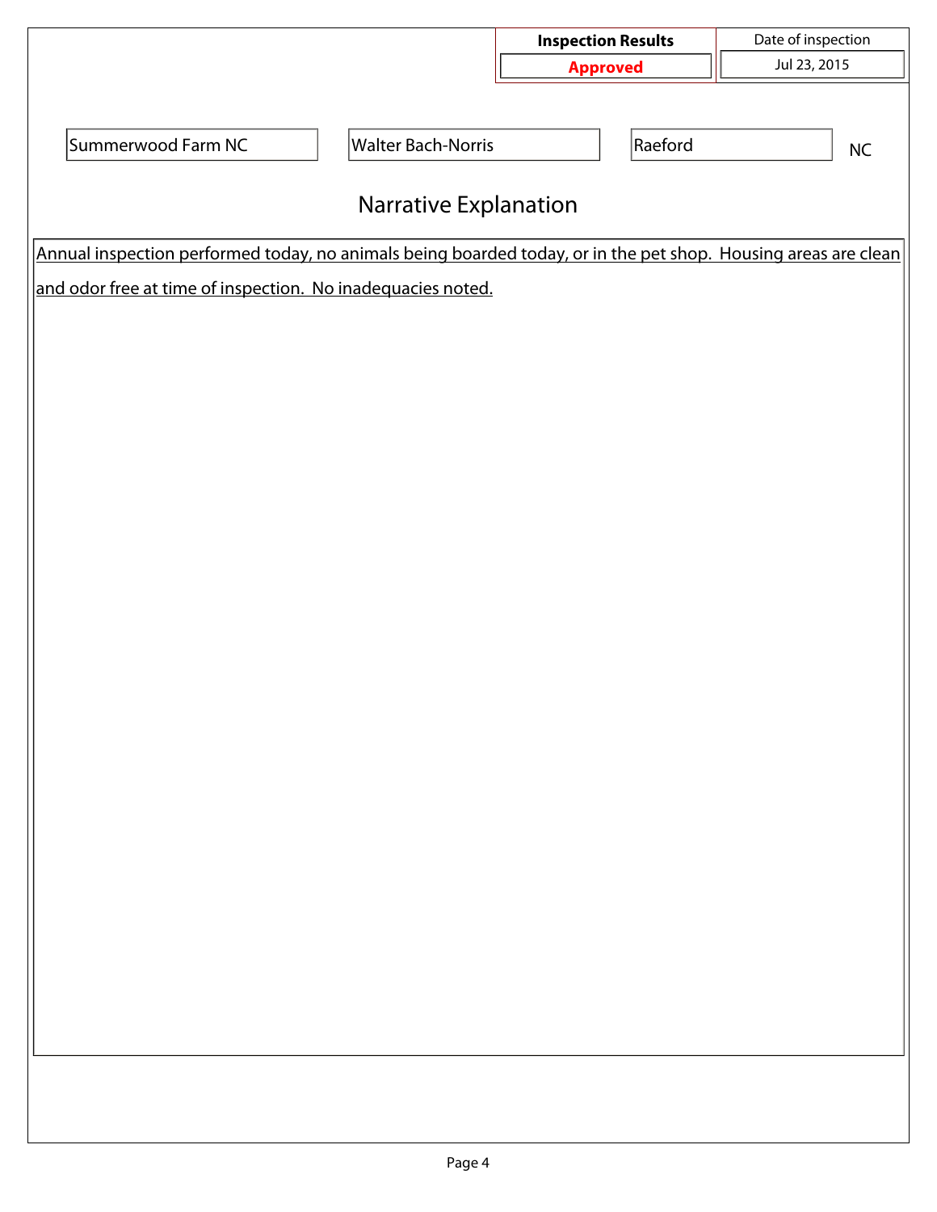| Inspection Results | Date of inspection |
| --- | --- |
| **Approved** | Jul 23, 2015 |

| | | | |
| --- | --- | --- | --- |
| Summerwood Farm NC | Walter Bach-Norris | Raeford | NC |

## Narrative Explanation

Annual inspection performed today, no animals being boarded today, or in the pet shop. Housing areas are clean and odor free at time of inspection. No inadequacies noted.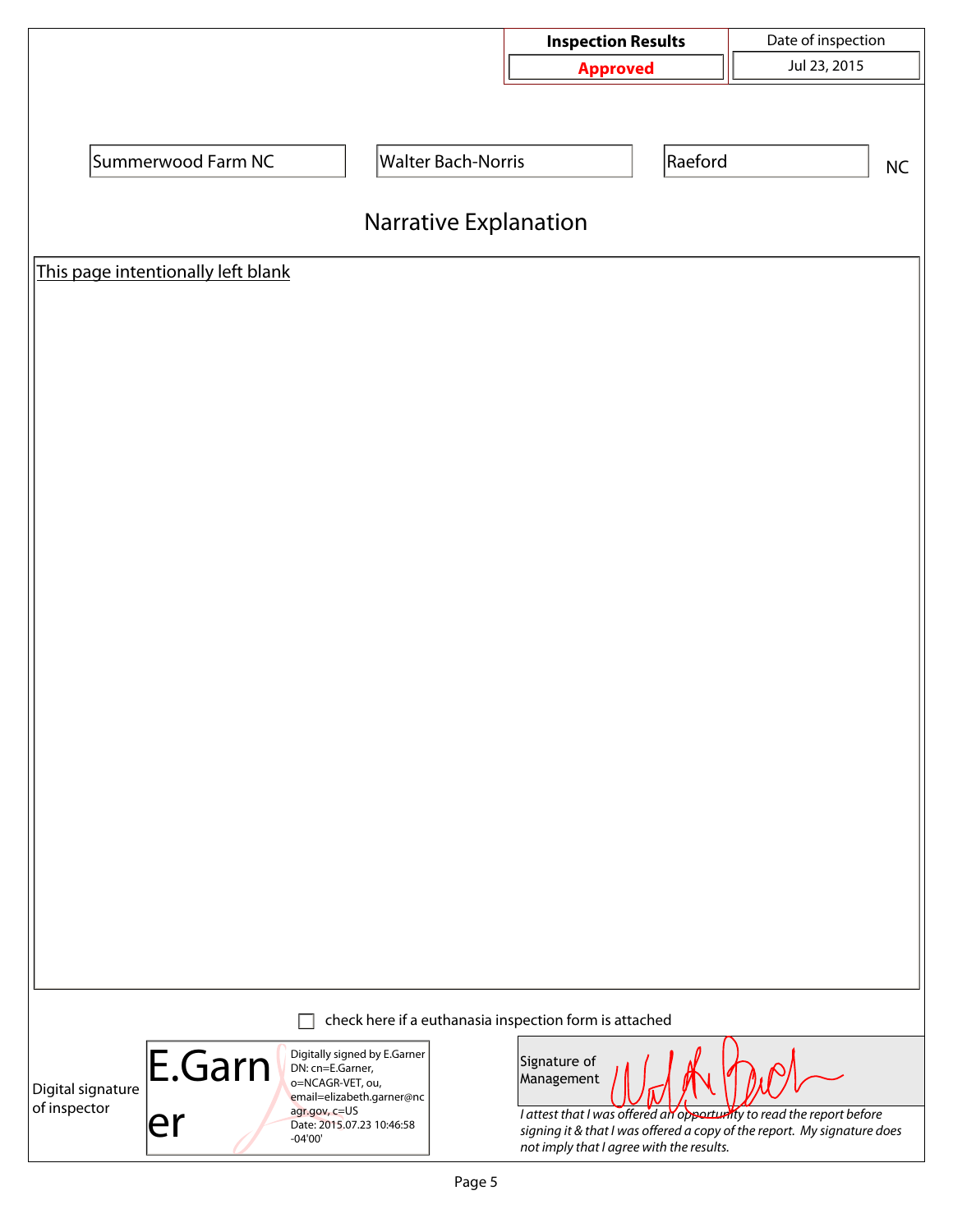| Inspection Results | Date of inspection |
|---|---|
| **Approved** | Jul 23, 2015 |

Summerwood Farm NC | Walter Bach-Norris | Raeford | NC

## Narrative Explanation

This page intentionally left blank

☐ check here if a euthanasia inspection form is attached

Digital signature of inspector

E.Garner

Digitally signed by E.Garner
DN: cn=E.Garner, o=NCAGR-VET, ou, email=elizabeth.garner@ncagr.gov, c=US
Date: 2015.07.23 10:46:58 -04'00'

Signature of Management

*I attest that I was offered an opportunity to read the report before signing it & that I was offered a copy of the report. My signature does not imply that I agree with the results.*